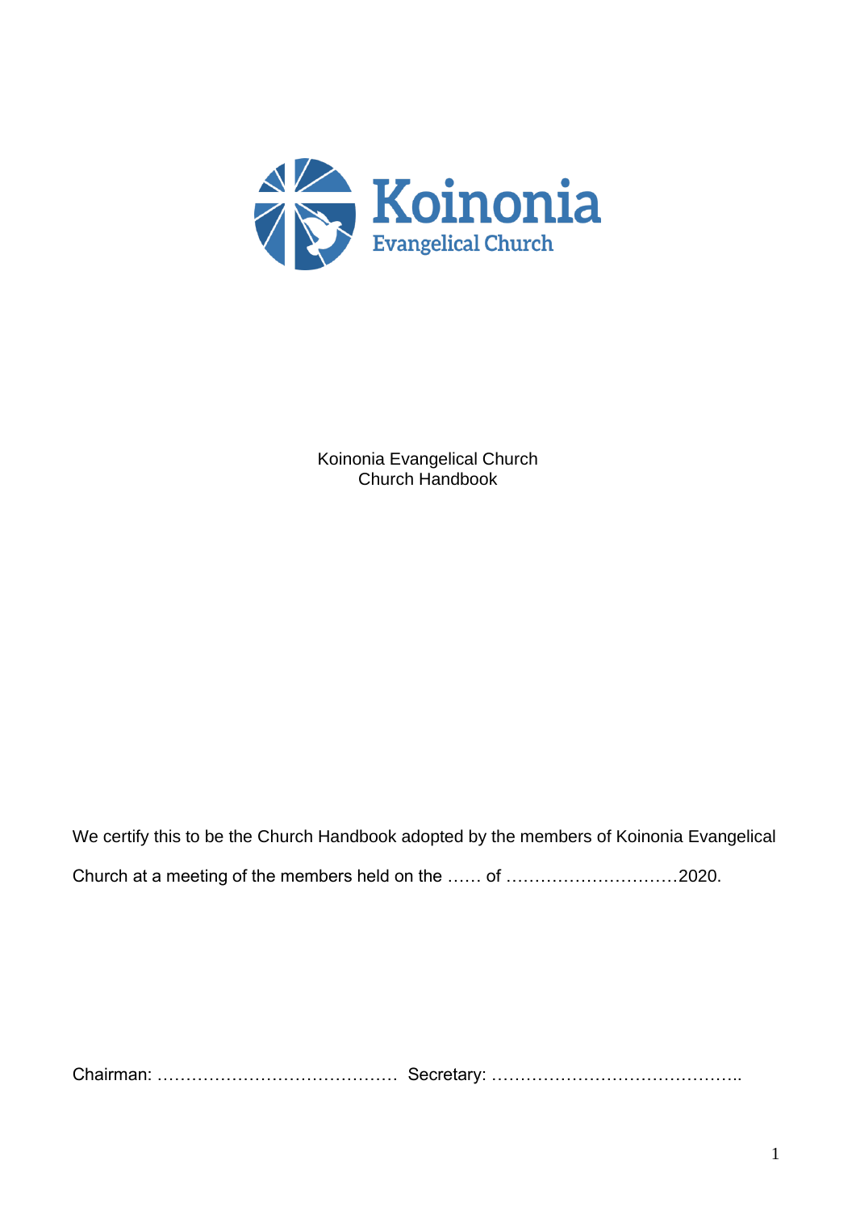Koinonia
Evangelical Church

Koinonia Evangelical Church
Church Handbook

We certify this to be the Church Handbook adopted by the members of Koinonia Evangelical Church at a meeting of the members held on the …… of …………………………2020.

Chairman: …………………………………… Secretary: ……………………………………..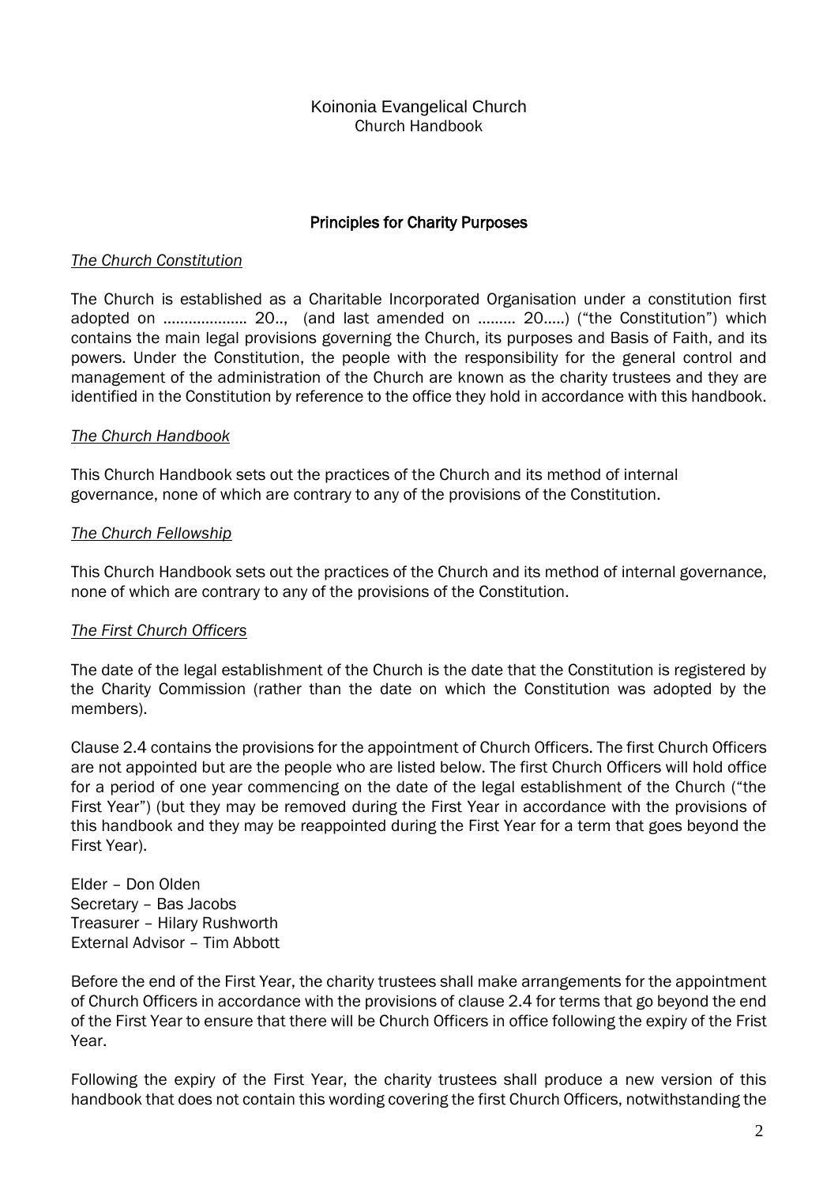Koinonia Evangelical Church
Church Handbook

## Principles for Charity Purposes

*The Church Constitution*

The Church is established as a Charitable Incorporated Organisation under a constitution first adopted on ……………….. 20.., (and last amended on ……… 20…..) ("the Constitution") which contains the main legal provisions governing the Church, its purposes and Basis of Faith, and its powers. Under the Constitution, the people with the responsibility for the general control and management of the administration of the Church are known as the charity trustees and they are identified in the Constitution by reference to the office they hold in accordance with this handbook.

*The Church Handbook*

This Church Handbook sets out the practices of the Church and its method of internal governance, none of which are contrary to any of the provisions of the Constitution.

*The Church Fellowship*

This Church Handbook sets out the practices of the Church and its method of internal governance, none of which are contrary to any of the provisions of the Constitution.

*The First Church Officers*

The date of the legal establishment of the Church is the date that the Constitution is registered by the Charity Commission (rather than the date on which the Constitution was adopted by the members).

Clause 2.4 contains the provisions for the appointment of Church Officers. The first Church Officers are not appointed but are the people who are listed below. The first Church Officers will hold office for a period of one year commencing on the date of the legal establishment of the Church ("the First Year") (but they may be removed during the First Year in accordance with the provisions of this handbook and they may be reappointed during the First Year for a term that goes beyond the First Year).

Elder – Don Olden
Secretary – Bas Jacobs
Treasurer – Hilary Rushworth
External Advisor – Tim Abbott

Before the end of the First Year, the charity trustees shall make arrangements for the appointment of Church Officers in accordance with the provisions of clause 2.4 for terms that go beyond the end of the First Year to ensure that there will be Church Officers in office following the expiry of the Frist Year.

Following the expiry of the First Year, the charity trustees shall produce a new version of this handbook that does not contain this wording covering the first Church Officers, notwithstanding the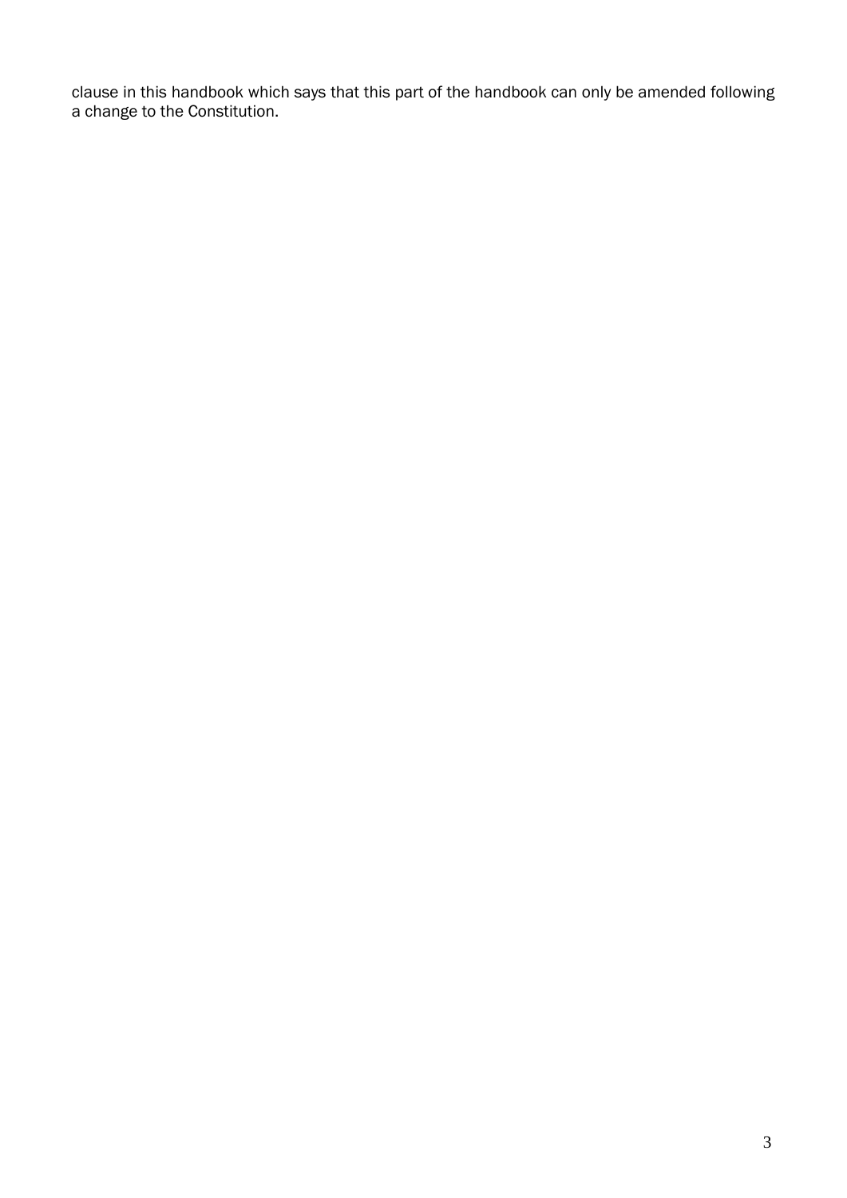clause in this handbook which says that this part of the handbook can only be amended following a change to the Constitution.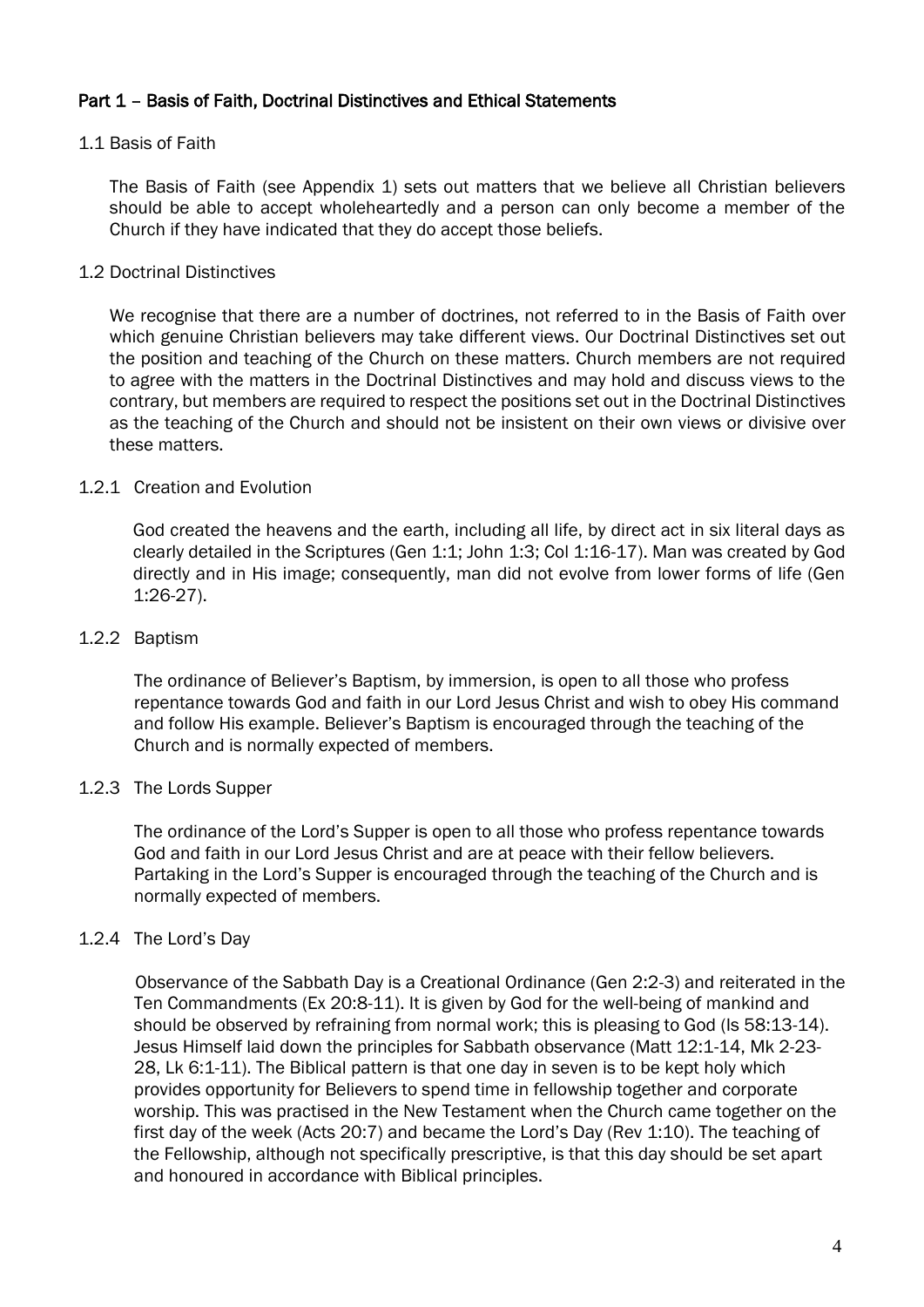## Part 1 – Basis of Faith, Doctrinal Distinctives and Ethical Statements

### 1.1 Basis of Faith

The Basis of Faith (see Appendix 1) sets out matters that we believe all Christian believers should be able to accept wholeheartedly and a person can only become a member of the Church if they have indicated that they do accept those beliefs.

### 1.2 Doctrinal Distinctives

We recognise that there are a number of doctrines, not referred to in the Basis of Faith over which genuine Christian believers may take different views. Our Doctrinal Distinctives set out the position and teaching of the Church on these matters. Church members are not required to agree with the matters in the Doctrinal Distinctives and may hold and discuss views to the contrary, but members are required to respect the positions set out in the Doctrinal Distinctives as the teaching of the Church and should not be insistent on their own views or divisive over these matters.

#### 1.2.1 Creation and Evolution

God created the heavens and the earth, including all life, by direct act in six literal days as clearly detailed in the Scriptures (Gen 1:1; John 1:3; Col 1:16-17). Man was created by God directly and in His image; consequently, man did not evolve from lower forms of life (Gen 1:26-27).

#### 1.2.2 Baptism

The ordinance of Believer's Baptism, by immersion, is open to all those who profess repentance towards God and faith in our Lord Jesus Christ and wish to obey His command and follow His example. Believer's Baptism is encouraged through the teaching of the Church and is normally expected of members.

#### 1.2.3 The Lords Supper

The ordinance of the Lord's Supper is open to all those who profess repentance towards God and faith in our Lord Jesus Christ and are at peace with their fellow believers. Partaking in the Lord's Supper is encouraged through the teaching of the Church and is normally expected of members.

#### 1.2.4 The Lord's Day

Observance of the Sabbath Day is a Creational Ordinance (Gen 2:2-3) and reiterated in the Ten Commandments (Ex 20:8-11). It is given by God for the well-being of mankind and should be observed by refraining from normal work; this is pleasing to God (Is 58:13-14). Jesus Himself laid down the principles for Sabbath observance (Matt 12:1-14, Mk 2-23-28, Lk 6:1-11). The Biblical pattern is that one day in seven is to be kept holy which provides opportunity for Believers to spend time in fellowship together and corporate worship. This was practised in the New Testament when the Church came together on the first day of the week (Acts 20:7) and became the Lord's Day (Rev 1:10). The teaching of the Fellowship, although not specifically prescriptive, is that this day should be set apart and honoured in accordance with Biblical principles.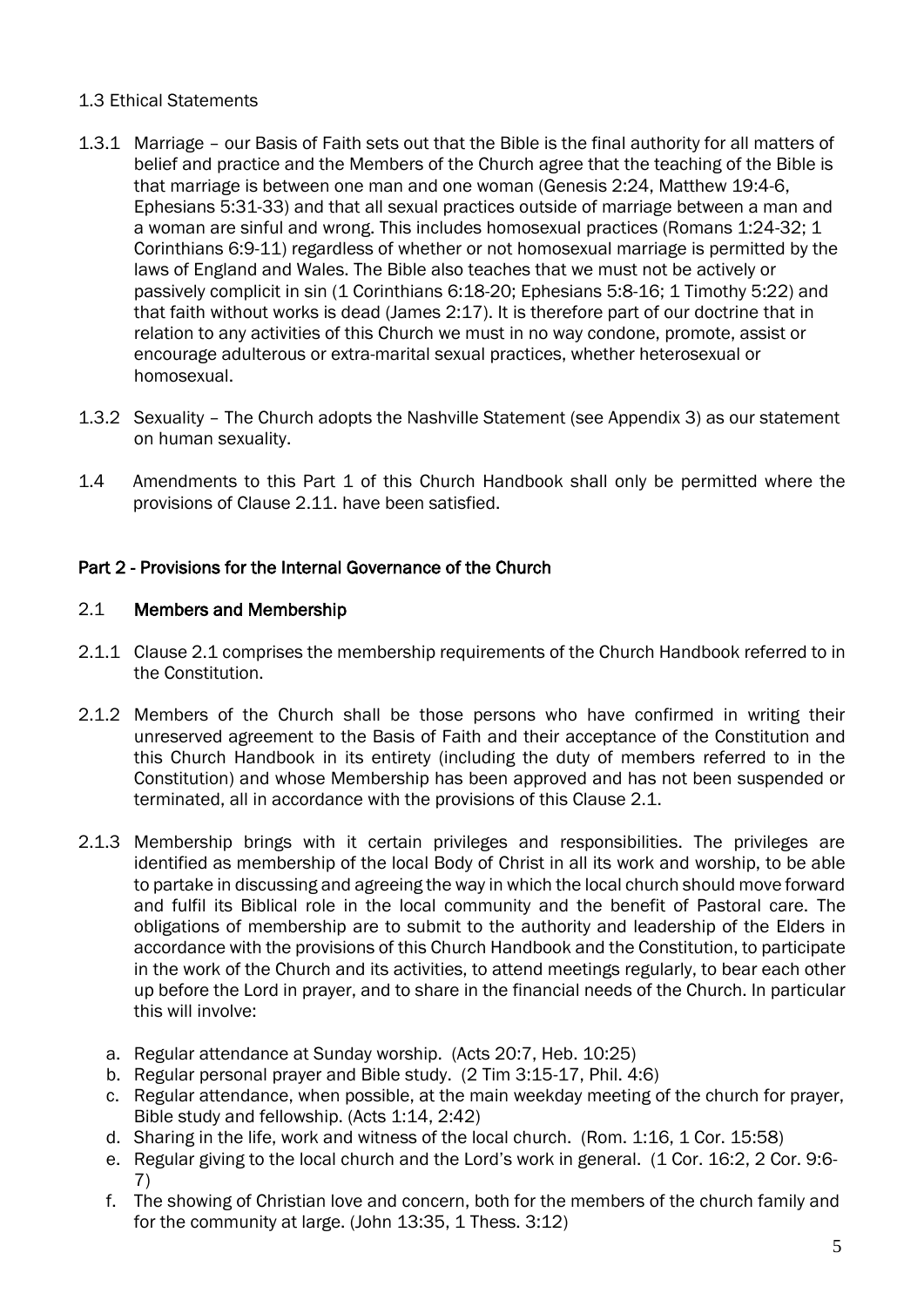1.3 Ethical Statements

1.3.1 Marriage – our Basis of Faith sets out that the Bible is the final authority for all matters of belief and practice and the Members of the Church agree that the teaching of the Bible is that marriage is between one man and one woman (Genesis 2:24, Matthew 19:4-6, Ephesians 5:31-33) and that all sexual practices outside of marriage between a man and a woman are sinful and wrong. This includes homosexual practices (Romans 1:24-32; 1 Corinthians 6:9-11) regardless of whether or not homosexual marriage is permitted by the laws of England and Wales. The Bible also teaches that we must not be actively or passively complicit in sin (1 Corinthians 6:18-20; Ephesians 5:8-16; 1 Timothy 5:22) and that faith without works is dead (James 2:17). It is therefore part of our doctrine that in relation to any activities of this Church we must in no way condone, promote, assist or encourage adulterous or extra-marital sexual practices, whether heterosexual or homosexual.

1.3.2 Sexuality – The Church adopts the Nashville Statement (see Appendix 3) as our statement on human sexuality.

1.4 Amendments to this Part 1 of this Church Handbook shall only be permitted where the provisions of Clause 2.11. have been satisfied.

## Part 2 - Provisions for the Internal Governance of the Church

### 2.1 Members and Membership

2.1.1 Clause 2.1 comprises the membership requirements of the Church Handbook referred to in the Constitution.

2.1.2 Members of the Church shall be those persons who have confirmed in writing their unreserved agreement to the Basis of Faith and their acceptance of the Constitution and this Church Handbook in its entirety (including the duty of members referred to in the Constitution) and whose Membership has been approved and has not been suspended or terminated, all in accordance with the provisions of this Clause 2.1.

2.1.3 Membership brings with it certain privileges and responsibilities. The privileges are identified as membership of the local Body of Christ in all its work and worship, to be able to partake in discussing and agreeing the way in which the local church should move forward and fulfil its Biblical role in the local community and the benefit of Pastoral care. The obligations of membership are to submit to the authority and leadership of the Elders in accordance with the provisions of this Church Handbook and the Constitution, to participate in the work of the Church and its activities, to attend meetings regularly, to bear each other up before the Lord in prayer, and to share in the financial needs of the Church. In particular this will involve:

a. Regular attendance at Sunday worship. (Acts 20:7, Heb. 10:25)
b. Regular personal prayer and Bible study. (2 Tim 3:15-17, Phil. 4:6)
c. Regular attendance, when possible, at the main weekday meeting of the church for prayer, Bible study and fellowship. (Acts 1:14, 2:42)
d. Sharing in the life, work and witness of the local church. (Rom. 1:16, 1 Cor. 15:58)
e. Regular giving to the local church and the Lord's work in general. (1 Cor. 16:2, 2 Cor. 9:6-7)
f. The showing of Christian love and concern, both for the members of the church family and for the community at large. (John 13:35, 1 Thess. 3:12)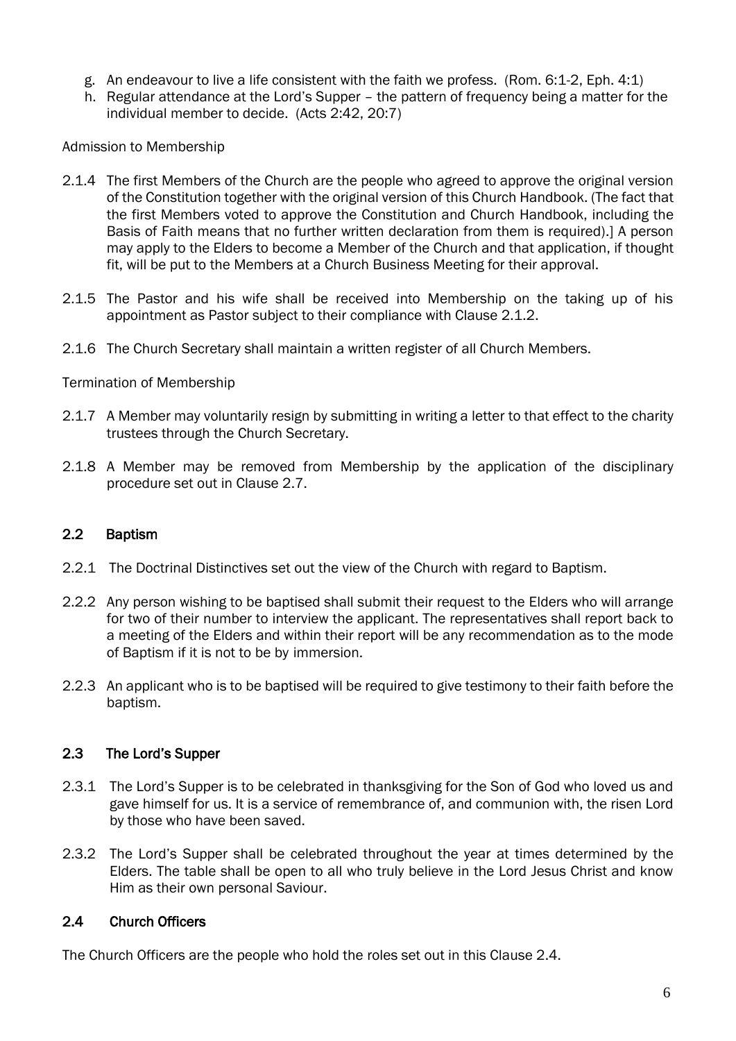g. An endeavour to live a life consistent with the faith we profess. (Rom. 6:1-2, Eph. 4:1)
h. Regular attendance at the Lord's Supper – the pattern of frequency being a matter for the individual member to decide. (Acts 2:42, 20:7)

Admission to Membership

2.1.4 The first Members of the Church are the people who agreed to approve the original version of the Constitution together with the original version of this Church Handbook. (The fact that the first Members voted to approve the Constitution and Church Handbook, including the Basis of Faith means that no further written declaration from them is required).] A person may apply to the Elders to become a Member of the Church and that application, if thought fit, will be put to the Members at a Church Business Meeting for their approval.

2.1.5 The Pastor and his wife shall be received into Membership on the taking up of his appointment as Pastor subject to their compliance with Clause 2.1.2.

2.1.6 The Church Secretary shall maintain a written register of all Church Members.

Termination of Membership

2.1.7 A Member may voluntarily resign by submitting in writing a letter to that effect to the charity trustees through the Church Secretary.

2.1.8 A Member may be removed from Membership by the application of the disciplinary procedure set out in Clause 2.7.

## 2.2 Baptism

2.2.1 The Doctrinal Distinctives set out the view of the Church with regard to Baptism.

2.2.2 Any person wishing to be baptised shall submit their request to the Elders who will arrange for two of their number to interview the applicant. The representatives shall report back to a meeting of the Elders and within their report will be any recommendation as to the mode of Baptism if it is not to be by immersion.

2.2.3 An applicant who is to be baptised will be required to give testimony to their faith before the baptism.

## 2.3 The Lord's Supper

2.3.1 The Lord's Supper is to be celebrated in thanksgiving for the Son of God who loved us and gave himself for us. It is a service of remembrance of, and communion with, the risen Lord by those who have been saved.

2.3.2 The Lord's Supper shall be celebrated throughout the year at times determined by the Elders. The table shall be open to all who truly believe in the Lord Jesus Christ and know Him as their own personal Saviour.

## 2.4 Church Officers

The Church Officers are the people who hold the roles set out in this Clause 2.4.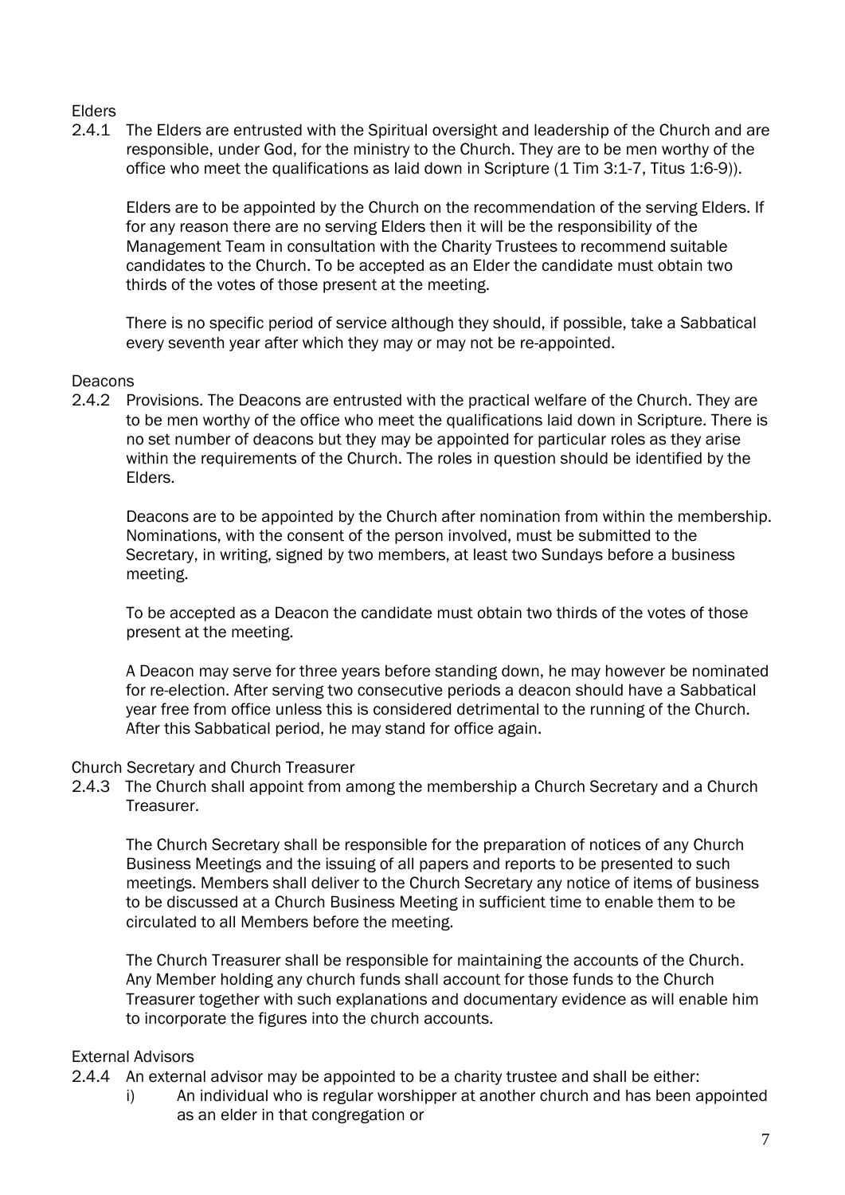Elders

2.4.1 The Elders are entrusted with the Spiritual oversight and leadership of the Church and are responsible, under God, for the ministry to the Church. They are to be men worthy of the office who meet the qualifications as laid down in Scripture (1 Tim 3:1-7, Titus 1:6-9)).

Elders are to be appointed by the Church on the recommendation of the serving Elders. If for any reason there are no serving Elders then it will be the responsibility of the Management Team in consultation with the Charity Trustees to recommend suitable candidates to the Church. To be accepted as an Elder the candidate must obtain two thirds of the votes of those present at the meeting.

There is no specific period of service although they should, if possible, take a Sabbatical every seventh year after which they may or may not be re-appointed.

Deacons

2.4.2 Provisions. The Deacons are entrusted with the practical welfare of the Church. They are to be men worthy of the office who meet the qualifications laid down in Scripture. There is no set number of deacons but they may be appointed for particular roles as they arise within the requirements of the Church. The roles in question should be identified by the Elders.

Deacons are to be appointed by the Church after nomination from within the membership. Nominations, with the consent of the person involved, must be submitted to the Secretary, in writing, signed by two members, at least two Sundays before a business meeting.

To be accepted as a Deacon the candidate must obtain two thirds of the votes of those present at the meeting.

A Deacon may serve for three years before standing down, he may however be nominated for re-election. After serving two consecutive periods a deacon should have a Sabbatical year free from office unless this is considered detrimental to the running of the Church. After this Sabbatical period, he may stand for office again.

Church Secretary and Church Treasurer

2.4.3 The Church shall appoint from among the membership a Church Secretary and a Church Treasurer.

The Church Secretary shall be responsible for the preparation of notices of any Church Business Meetings and the issuing of all papers and reports to be presented to such meetings. Members shall deliver to the Church Secretary any notice of items of business to be discussed at a Church Business Meeting in sufficient time to enable them to be circulated to all Members before the meeting.

The Church Treasurer shall be responsible for maintaining the accounts of the Church. Any Member holding any church funds shall account for those funds to the Church Treasurer together with such explanations and documentary evidence as will enable him to incorporate the figures into the church accounts.

External Advisors

2.4.4 An external advisor may be appointed to be a charity trustee and shall be either:

i) An individual who is regular worshipper at another church and has been appointed as an elder in that congregation or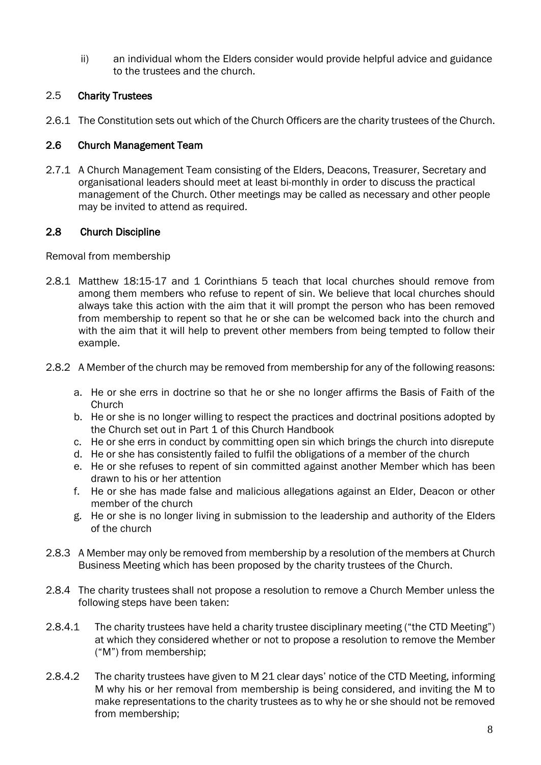ii) an individual whom the Elders consider would provide helpful advice and guidance to the trustees and the church.

## 2.5 Charity Trustees

2.6.1 The Constitution sets out which of the Church Officers are the charity trustees of the Church.

## 2.6 Church Management Team

2.7.1 A Church Management Team consisting of the Elders, Deacons, Treasurer, Secretary and organisational leaders should meet at least bi-monthly in order to discuss the practical management of the Church. Other meetings may be called as necessary and other people may be invited to attend as required.

## 2.8 Church Discipline

Removal from membership

2.8.1 Matthew 18:15-17 and 1 Corinthians 5 teach that local churches should remove from among them members who refuse to repent of sin. We believe that local churches should always take this action with the aim that it will prompt the person who has been removed from membership to repent so that he or she can be welcomed back into the church and with the aim that it will help to prevent other members from being tempted to follow their example.

2.8.2 A Member of the church may be removed from membership for any of the following reasons:

a. He or she errs in doctrine so that he or she no longer affirms the Basis of Faith of the Church
b. He or she is no longer willing to respect the practices and doctrinal positions adopted by the Church set out in Part 1 of this Church Handbook
c. He or she errs in conduct by committing open sin which brings the church into disrepute
d. He or she has consistently failed to fulfil the obligations of a member of the church
e. He or she refuses to repent of sin committed against another Member which has been drawn to his or her attention
f. He or she has made false and malicious allegations against an Elder, Deacon or other member of the church
g. He or she is no longer living in submission to the leadership and authority of the Elders of the church

2.8.3 A Member may only be removed from membership by a resolution of the members at Church Business Meeting which has been proposed by the charity trustees of the Church.

2.8.4 The charity trustees shall not propose a resolution to remove a Church Member unless the following steps have been taken:

2.8.4.1 The charity trustees have held a charity trustee disciplinary meeting ("the CTD Meeting") at which they considered whether or not to propose a resolution to remove the Member ("M") from membership;

2.8.4.2 The charity trustees have given to M 21 clear days' notice of the CTD Meeting, informing M why his or her removal from membership is being considered, and inviting the M to make representations to the charity trustees as to why he or she should not be removed from membership;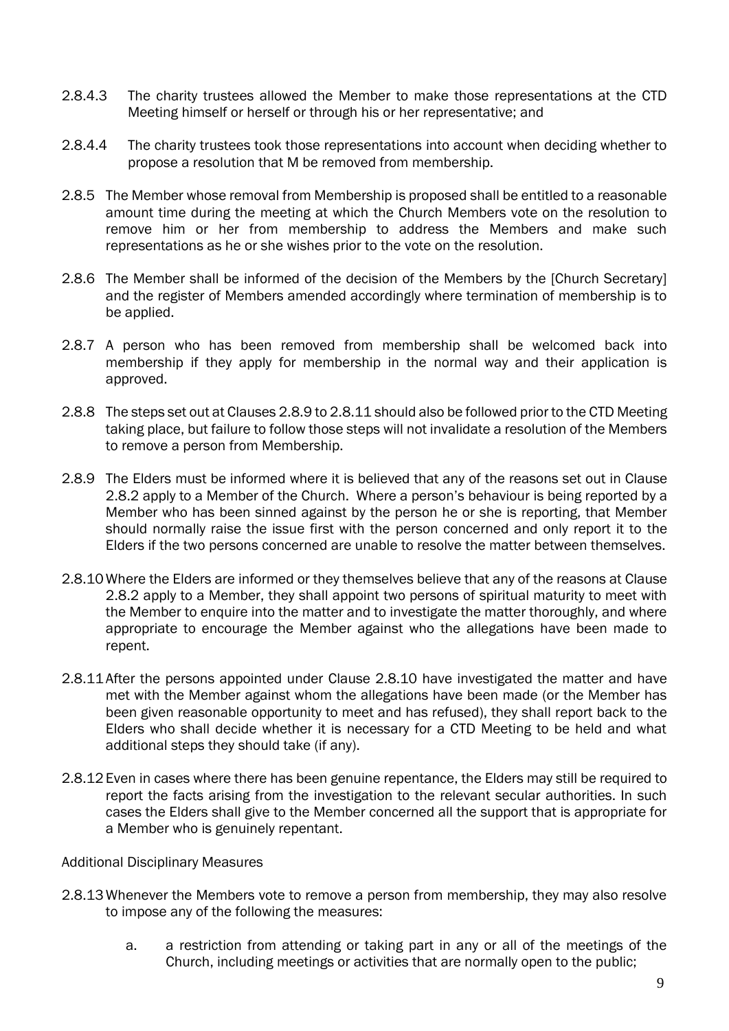2.8.4.3 The charity trustees allowed the Member to make those representations at the CTD Meeting himself or herself or through his or her representative; and

2.8.4.4 The charity trustees took those representations into account when deciding whether to propose a resolution that M be removed from membership.

2.8.5 The Member whose removal from Membership is proposed shall be entitled to a reasonable amount time during the meeting at which the Church Members vote on the resolution to remove him or her from membership to address the Members and make such representations as he or she wishes prior to the vote on the resolution.

2.8.6 The Member shall be informed of the decision of the Members by the [Church Secretary] and the register of Members amended accordingly where termination of membership is to be applied.

2.8.7 A person who has been removed from membership shall be welcomed back into membership if they apply for membership in the normal way and their application is approved.

2.8.8 The steps set out at Clauses 2.8.9 to 2.8.11 should also be followed prior to the CTD Meeting taking place, but failure to follow those steps will not invalidate a resolution of the Members to remove a person from Membership.

2.8.9 The Elders must be informed where it is believed that any of the reasons set out in Clause 2.8.2 apply to a Member of the Church. Where a person's behaviour is being reported by a Member who has been sinned against by the person he or she is reporting, that Member should normally raise the issue first with the person concerned and only report it to the Elders if the two persons concerned are unable to resolve the matter between themselves.

2.8.10 Where the Elders are informed or they themselves believe that any of the reasons at Clause 2.8.2 apply to a Member, they shall appoint two persons of spiritual maturity to meet with the Member to enquire into the matter and to investigate the matter thoroughly, and where appropriate to encourage the Member against who the allegations have been made to repent.

2.8.11 After the persons appointed under Clause 2.8.10 have investigated the matter and have met with the Member against whom the allegations have been made (or the Member has been given reasonable opportunity to meet and has refused), they shall report back to the Elders who shall decide whether it is necessary for a CTD Meeting to be held and what additional steps they should take (if any).

2.8.12 Even in cases where there has been genuine repentance, the Elders may still be required to report the facts arising from the investigation to the relevant secular authorities. In such cases the Elders shall give to the Member concerned all the support that is appropriate for a Member who is genuinely repentant.

Additional Disciplinary Measures

2.8.13 Whenever the Members vote to remove a person from membership, they may also resolve to impose any of the following the measures:

a. a restriction from attending or taking part in any or all of the meetings of the Church, including meetings or activities that are normally open to the public;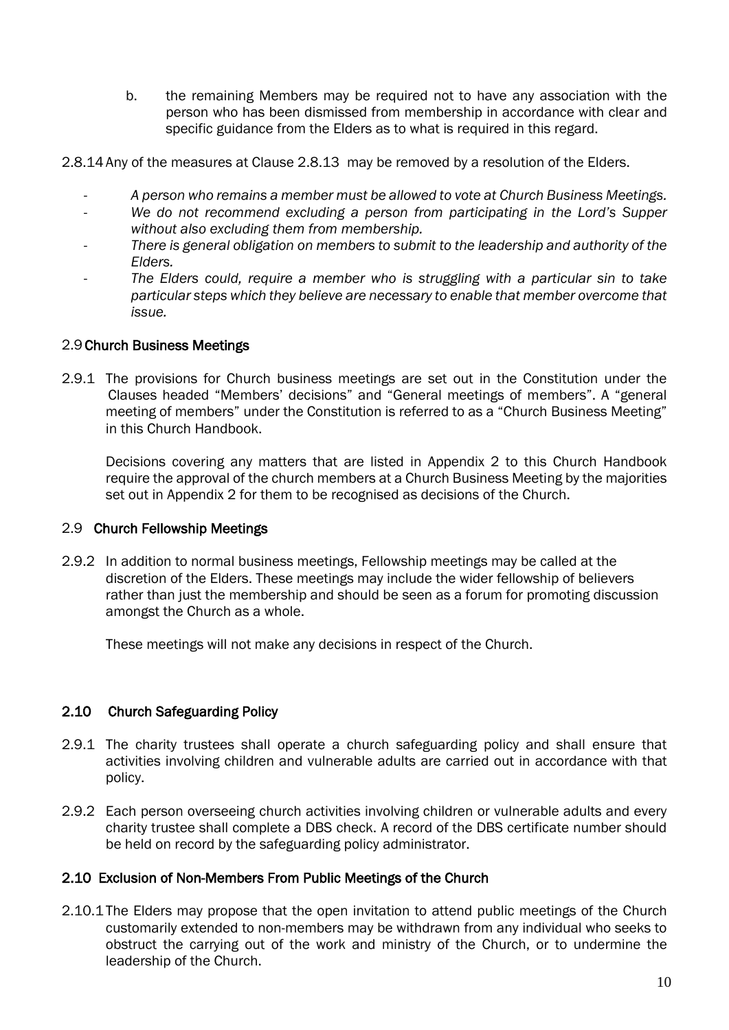b. the remaining Members may be required not to have any association with the person who has been dismissed from membership in accordance with clear and specific guidance from the Elders as to what is required in this regard.

2.8.14 Any of the measures at Clause 2.8.13 may be removed by a resolution of the Elders.

- *A person who remains a member must be allowed to vote at Church Business Meetings.*
- *We do not recommend excluding a person from participating in the Lord's Supper without also excluding them from membership.*
- *There is general obligation on members to submit to the leadership and authority of the Elders.*
- *The Elders could, require a member who is struggling with a particular sin to take particular steps which they believe are necessary to enable that member overcome that issue.*

### 2.9 Church Business Meetings

2.9.1 The provisions for Church business meetings are set out in the Constitution under the Clauses headed "Members' decisions" and "General meetings of members". A "general meeting of members" under the Constitution is referred to as a "Church Business Meeting" in this Church Handbook.

Decisions covering any matters that are listed in Appendix 2 to this Church Handbook require the approval of the church members at a Church Business Meeting by the majorities set out in Appendix 2 for them to be recognised as decisions of the Church.

### 2.9 Church Fellowship Meetings

2.9.2 In addition to normal business meetings, Fellowship meetings may be called at the discretion of the Elders. These meetings may include the wider fellowship of believers rather than just the membership and should be seen as a forum for promoting discussion amongst the Church as a whole.

These meetings will not make any decisions in respect of the Church.

### 2.10 Church Safeguarding Policy

2.9.1 The charity trustees shall operate a church safeguarding policy and shall ensure that activities involving children and vulnerable adults are carried out in accordance with that policy.

2.9.2 Each person overseeing church activities involving children or vulnerable adults and every charity trustee shall complete a DBS check. A record of the DBS certificate number should be held on record by the safeguarding policy administrator.

### 2.10 Exclusion of Non-Members From Public Meetings of the Church

2.10.1 The Elders may propose that the open invitation to attend public meetings of the Church customarily extended to non-members may be withdrawn from any individual who seeks to obstruct the carrying out of the work and ministry of the Church, or to undermine the leadership of the Church.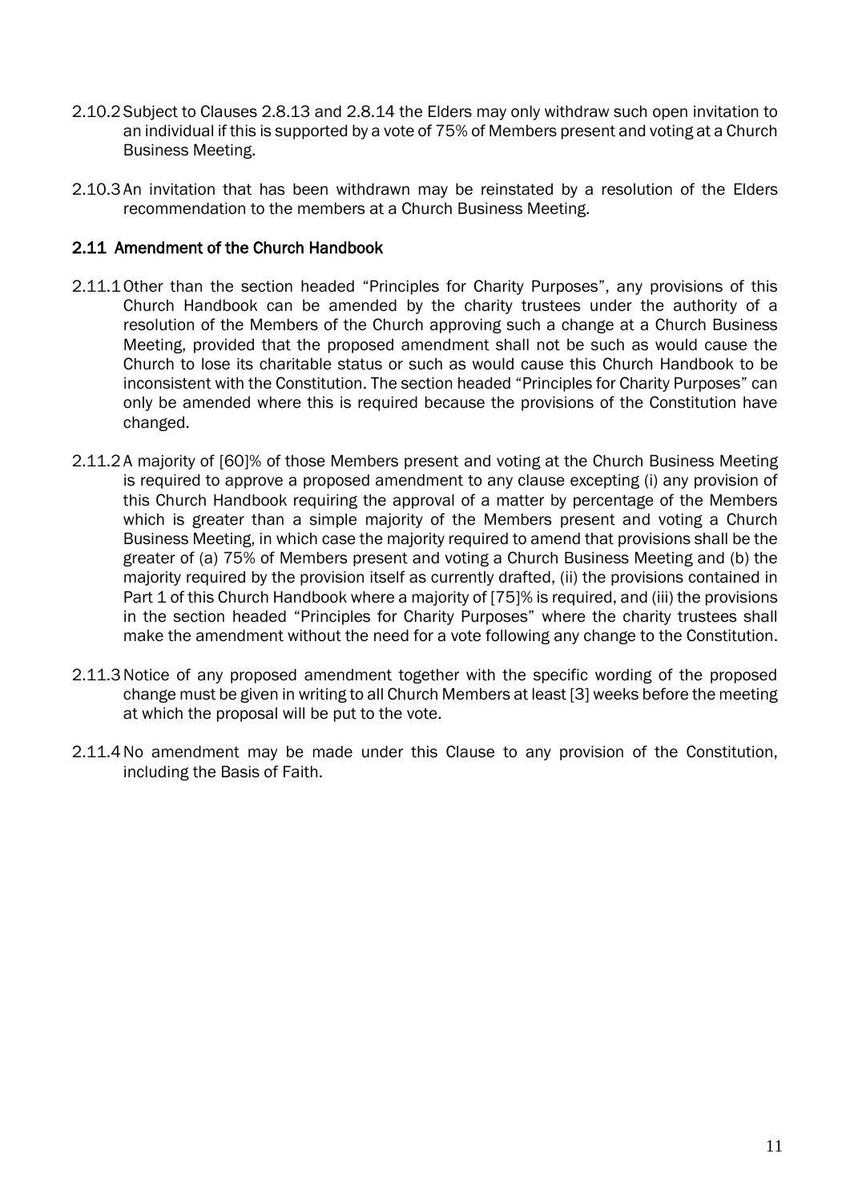2.10.2 Subject to Clauses 2.8.13 and 2.8.14 the Elders may only withdraw such open invitation to an individual if this is supported by a vote of 75% of Members present and voting at a Church Business Meeting.

2.10.3 An invitation that has been withdrawn may be reinstated by a resolution of the Elders recommendation to the members at a Church Business Meeting.

## 2.11 Amendment of the Church Handbook

2.11.1 Other than the section headed "Principles for Charity Purposes", any provisions of this Church Handbook can be amended by the charity trustees under the authority of a resolution of the Members of the Church approving such a change at a Church Business Meeting, provided that the proposed amendment shall not be such as would cause the Church to lose its charitable status or such as would cause this Church Handbook to be inconsistent with the Constitution. The section headed "Principles for Charity Purposes" can only be amended where this is required because the provisions of the Constitution have changed.

2.11.2 A majority of [60]% of those Members present and voting at the Church Business Meeting is required to approve a proposed amendment to any clause excepting (i) any provision of this Church Handbook requiring the approval of a matter by percentage of the Members which is greater than a simple majority of the Members present and voting a Church Business Meeting, in which case the majority required to amend that provisions shall be the greater of (a) 75% of Members present and voting a Church Business Meeting and (b) the majority required by the provision itself as currently drafted, (ii) the provisions contained in Part 1 of this Church Handbook where a majority of [75]% is required, and (iii) the provisions in the section headed "Principles for Charity Purposes" where the charity trustees shall make the amendment without the need for a vote following any change to the Constitution.

2.11.3 Notice of any proposed amendment together with the specific wording of the proposed change must be given in writing to all Church Members at least [3] weeks before the meeting at which the proposal will be put to the vote.

2.11.4 No amendment may be made under this Clause to any provision of the Constitution, including the Basis of Faith.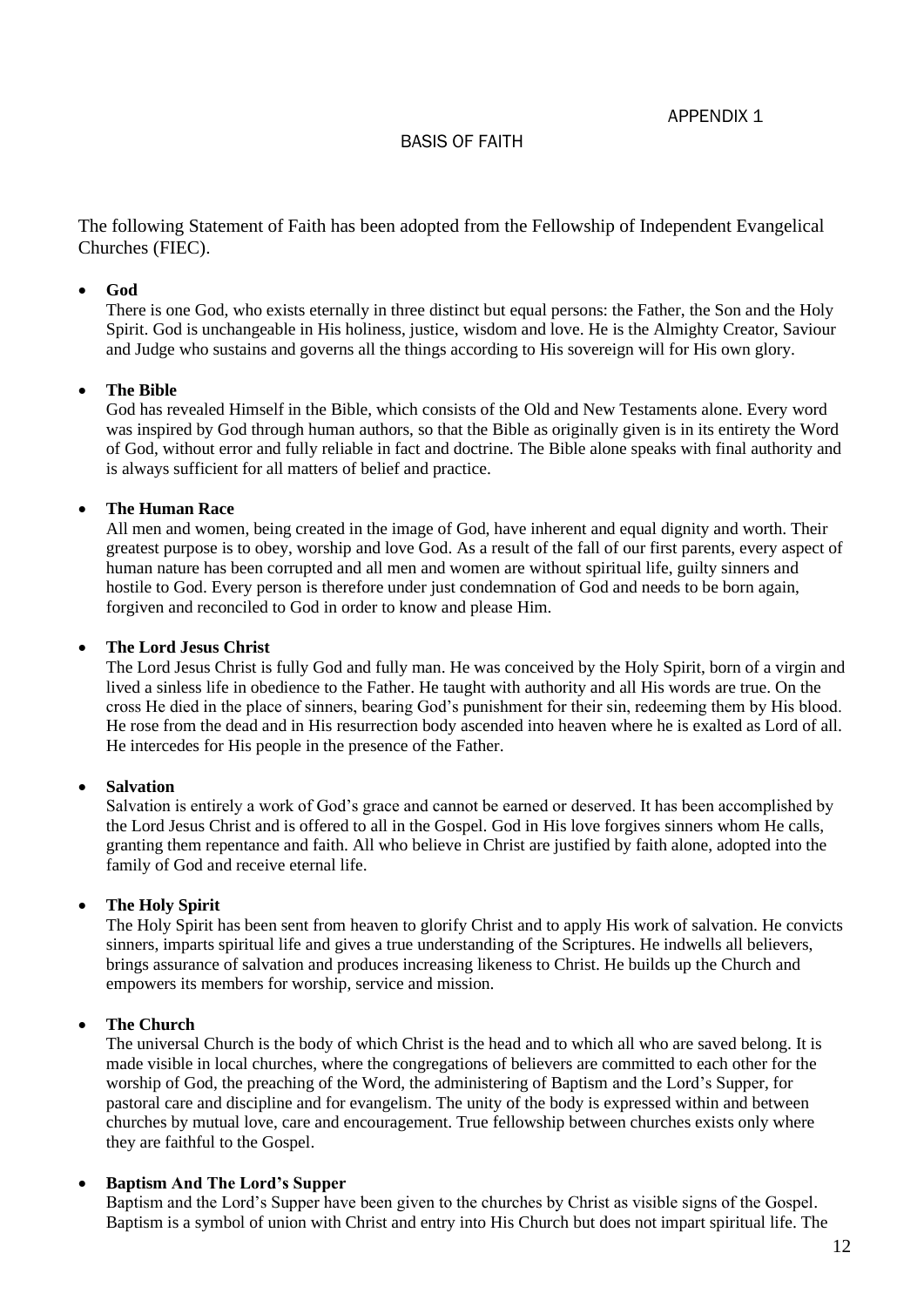APPENDIX 1

# BASIS OF FAITH

The following Statement of Faith has been adopted from the Fellowship of Independent Evangelical Churches (FIEC).

- **God**
  There is one God, who exists eternally in three distinct but equal persons: the Father, the Son and the Holy Spirit. God is unchangeable in His holiness, justice, wisdom and love. He is the Almighty Creator, Saviour and Judge who sustains and governs all the things according to His sovereign will for His own glory.

- **The Bible**
  God has revealed Himself in the Bible, which consists of the Old and New Testaments alone. Every word was inspired by God through human authors, so that the Bible as originally given is in its entirety the Word of God, without error and fully reliable in fact and doctrine. The Bible alone speaks with final authority and is always sufficient for all matters of belief and practice.

- **The Human Race**
  All men and women, being created in the image of God, have inherent and equal dignity and worth. Their greatest purpose is to obey, worship and love God. As a result of the fall of our first parents, every aspect of human nature has been corrupted and all men and women are without spiritual life, guilty sinners and hostile to God. Every person is therefore under just condemnation of God and needs to be born again, forgiven and reconciled to God in order to know and please Him.

- **The Lord Jesus Christ**
  The Lord Jesus Christ is fully God and fully man. He was conceived by the Holy Spirit, born of a virgin and lived a sinless life in obedience to the Father. He taught with authority and all His words are true. On the cross He died in the place of sinners, bearing God's punishment for their sin, redeeming them by His blood. He rose from the dead and in His resurrection body ascended into heaven where he is exalted as Lord of all. He intercedes for His people in the presence of the Father.

- **Salvation**
  Salvation is entirely a work of God's grace and cannot be earned or deserved. It has been accomplished by the Lord Jesus Christ and is offered to all in the Gospel. God in His love forgives sinners whom He calls, granting them repentance and faith. All who believe in Christ are justified by faith alone, adopted into the family of God and receive eternal life.

- **The Holy Spirit**
  The Holy Spirit has been sent from heaven to glorify Christ and to apply His work of salvation. He convicts sinners, imparts spiritual life and gives a true understanding of the Scriptures. He indwells all believers, brings assurance of salvation and produces increasing likeness to Christ. He builds up the Church and empowers its members for worship, service and mission.

- **The Church**
  The universal Church is the body of which Christ is the head and to which all who are saved belong. It is made visible in local churches, where the congregations of believers are committed to each other for the worship of God, the preaching of the Word, the administering of Baptism and the Lord's Supper, for pastoral care and discipline and for evangelism. The unity of the body is expressed within and between churches by mutual love, care and encouragement. True fellowship between churches exists only where they are faithful to the Gospel.

- **Baptism And The Lord's Supper**
  Baptism and the Lord's Supper have been given to the churches by Christ as visible signs of the Gospel. Baptism is a symbol of union with Christ and entry into His Church but does not impart spiritual life. The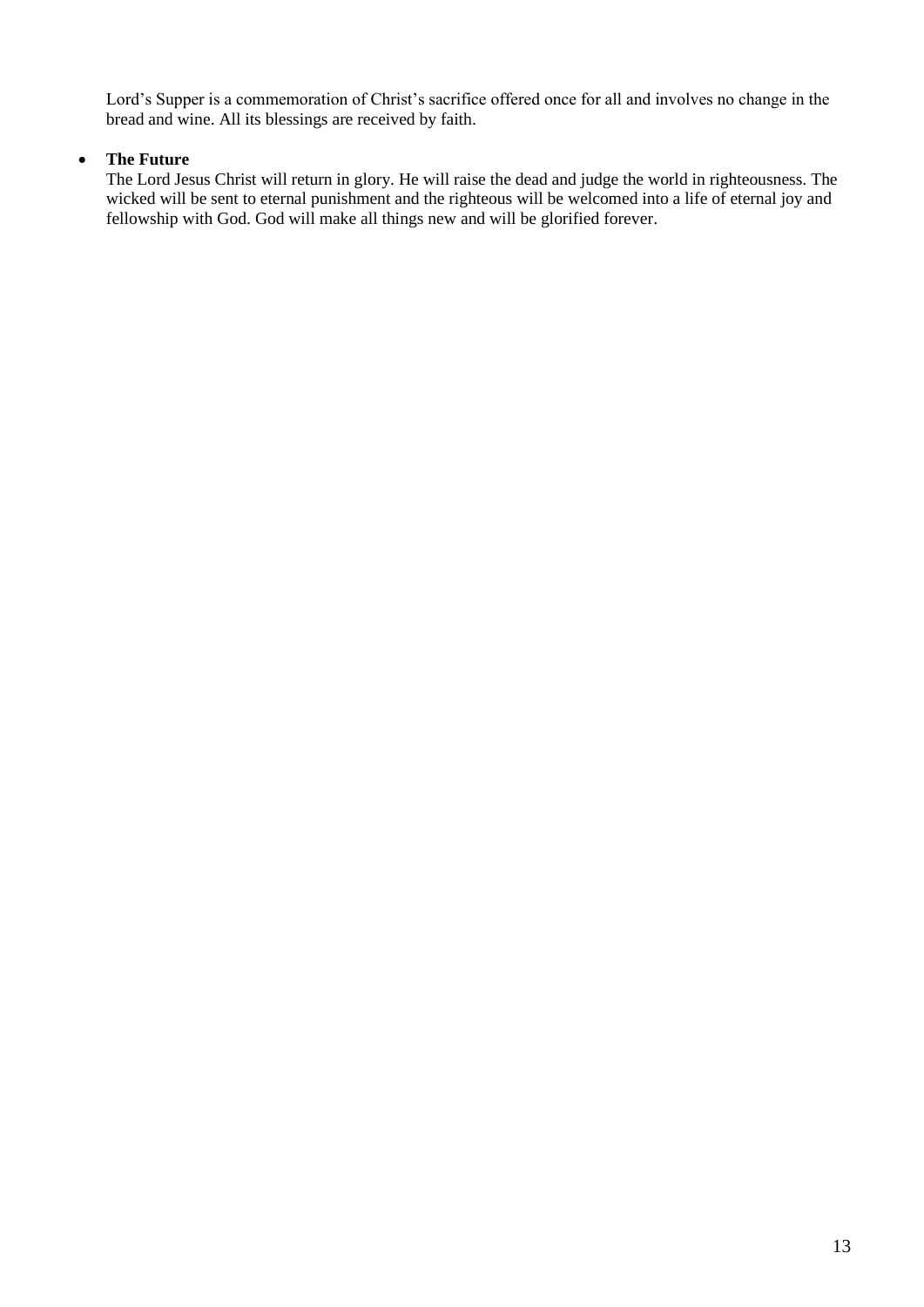Lord's Supper is a commemoration of Christ's sacrifice offered once for all and involves no change in the bread and wine. All its blessings are received by faith.

- **The Future**
  
  The Lord Jesus Christ will return in glory. He will raise the dead and judge the world in righteousness. The wicked will be sent to eternal punishment and the righteous will be welcomed into a life of eternal joy and fellowship with God. God will make all things new and will be glorified forever.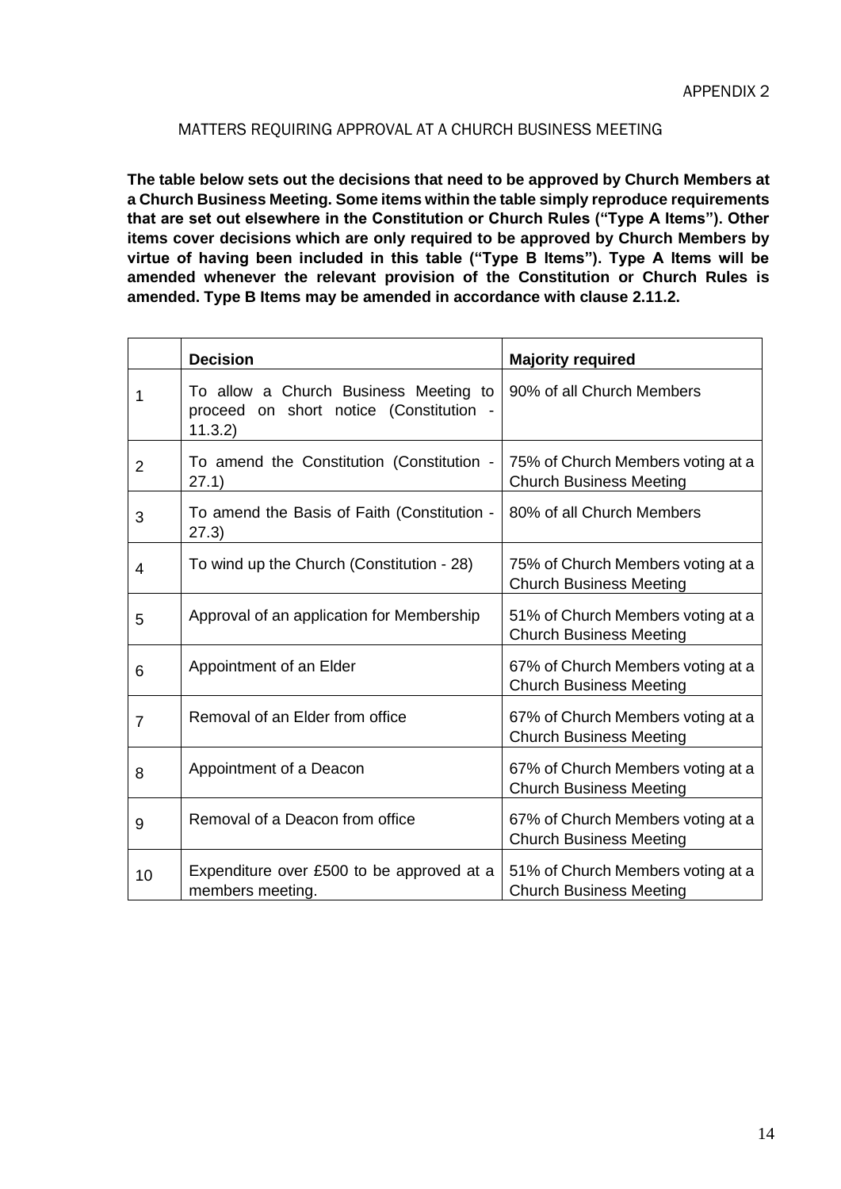APPENDIX 2

## MATTERS REQUIRING APPROVAL AT A CHURCH BUSINESS MEETING

**The table below sets out the decisions that need to be approved by Church Members at a Church Business Meeting. Some items within the table simply reproduce requirements that are set out elsewhere in the Constitution or Church Rules ("Type A Items"). Other items cover decisions which are only required to be approved by Church Members by virtue of having been included in this table ("Type B Items"). Type A Items will be amended whenever the relevant provision of the Constitution or Church Rules is amended. Type B Items may be amended in accordance with clause 2.11.2.**

| | **Decision** | **Majority required** |
|---|---|---|
| 1 | To allow a Church Business Meeting to proceed on short notice (Constitution - 11.3.2) | 90% of all Church Members |
| 2 | To amend the Constitution (Constitution - 27.1) | 75% of Church Members voting at a Church Business Meeting |
| 3 | To amend the Basis of Faith (Constitution - 27.3) | 80% of all Church Members |
| 4 | To wind up the Church (Constitution - 28) | 75% of Church Members voting at a Church Business Meeting |
| 5 | Approval of an application for Membership | 51% of Church Members voting at a Church Business Meeting |
| 6 | Appointment of an Elder | 67% of Church Members voting at a Church Business Meeting |
| 7 | Removal of an Elder from office | 67% of Church Members voting at a Church Business Meeting |
| 8 | Appointment of a Deacon | 67% of Church Members voting at a Church Business Meeting |
| 9 | Removal of a Deacon from office | 67% of Church Members voting at a Church Business Meeting |
| 10 | Expenditure over £500 to be approved at a members meeting. | 51% of Church Members voting at a Church Business Meeting |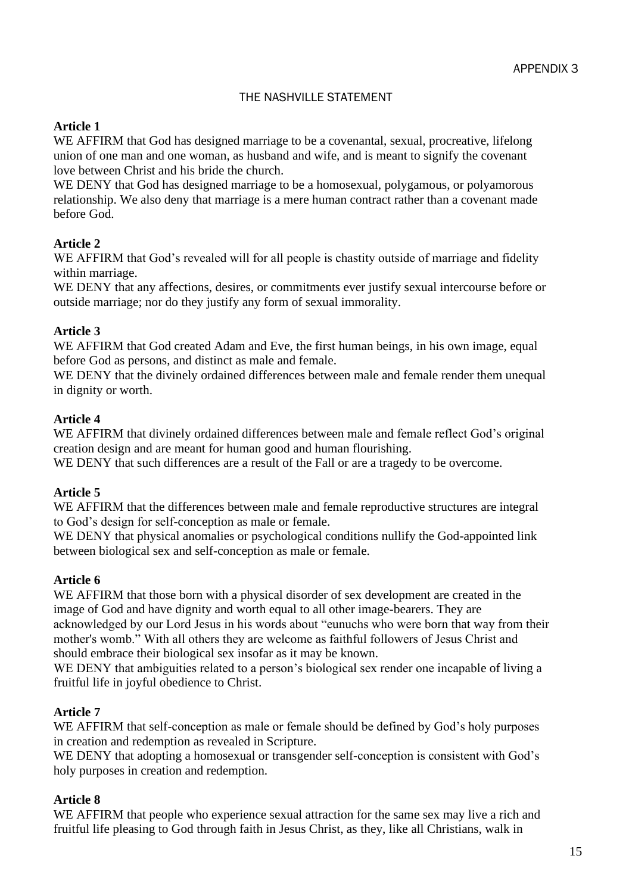APPENDIX 3

## THE NASHVILLE STATEMENT

**Article 1**

WE AFFIRM that God has designed marriage to be a covenantal, sexual, procreative, lifelong union of one man and one woman, as husband and wife, and is meant to signify the covenant love between Christ and his bride the church.

WE DENY that God has designed marriage to be a homosexual, polygamous, or polyamorous relationship. We also deny that marriage is a mere human contract rather than a covenant made before God.

**Article 2**

WE AFFIRM that God's revealed will for all people is chastity outside of marriage and fidelity within marriage.

WE DENY that any affections, desires, or commitments ever justify sexual intercourse before or outside marriage; nor do they justify any form of sexual immorality.

**Article 3**

WE AFFIRM that God created Adam and Eve, the first human beings, in his own image, equal before God as persons, and distinct as male and female.

WE DENY that the divinely ordained differences between male and female render them unequal in dignity or worth.

**Article 4**

WE AFFIRM that divinely ordained differences between male and female reflect God's original creation design and are meant for human good and human flourishing.

WE DENY that such differences are a result of the Fall or are a tragedy to be overcome.

**Article 5**

WE AFFIRM that the differences between male and female reproductive structures are integral to God's design for self-conception as male or female.

WE DENY that physical anomalies or psychological conditions nullify the God-appointed link between biological sex and self-conception as male or female.

**Article 6**

WE AFFIRM that those born with a physical disorder of sex development are created in the image of God and have dignity and worth equal to all other image-bearers. They are acknowledged by our Lord Jesus in his words about "eunuchs who were born that way from their mother's womb." With all others they are welcome as faithful followers of Jesus Christ and should embrace their biological sex insofar as it may be known.

WE DENY that ambiguities related to a person's biological sex render one incapable of living a fruitful life in joyful obedience to Christ.

**Article 7**

WE AFFIRM that self-conception as male or female should be defined by God's holy purposes in creation and redemption as revealed in Scripture.

WE DENY that adopting a homosexual or transgender self-conception is consistent with God's holy purposes in creation and redemption.

**Article 8**

WE AFFIRM that people who experience sexual attraction for the same sex may live a rich and fruitful life pleasing to God through faith in Jesus Christ, as they, like all Christians, walk in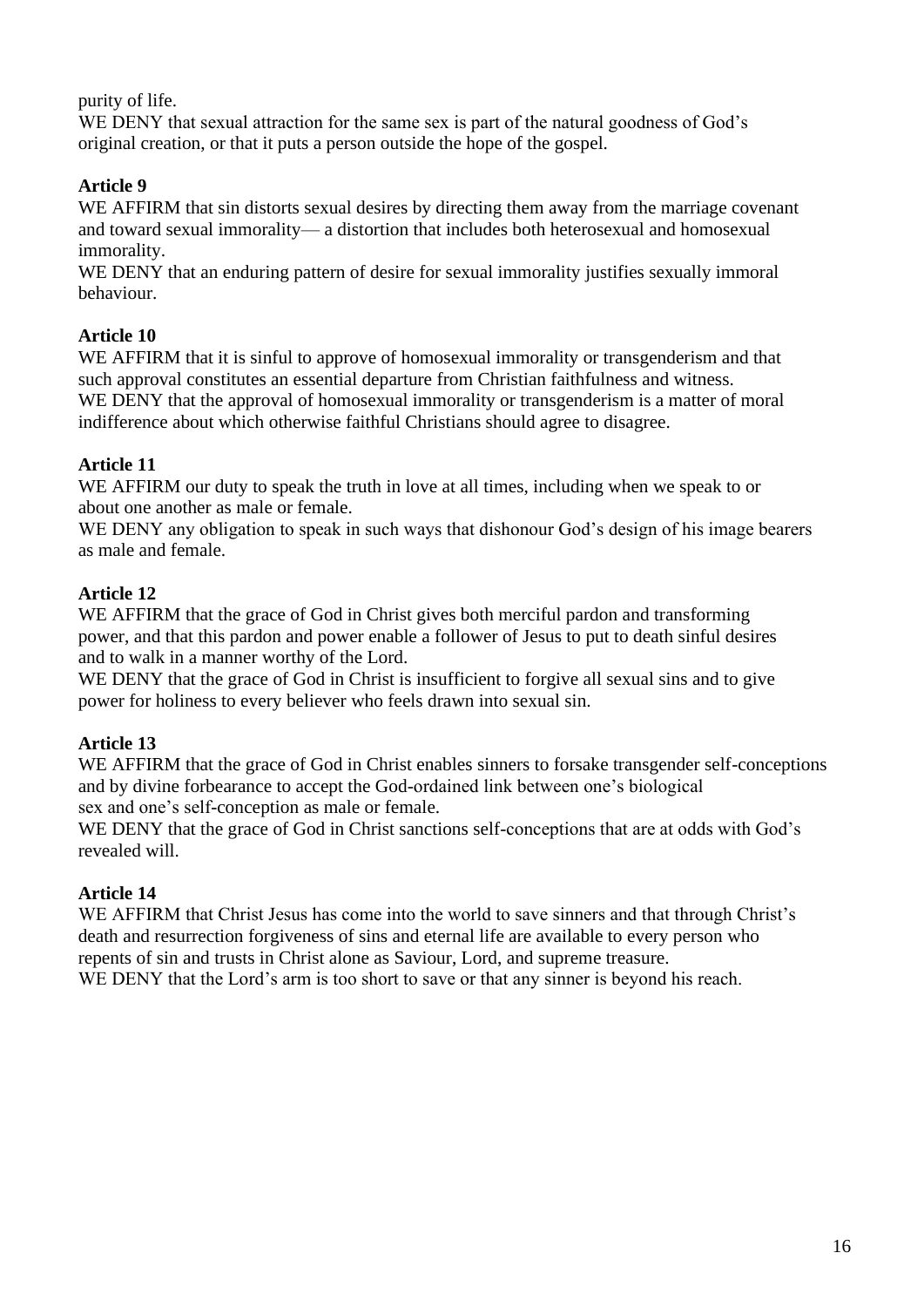purity of life.
WE DENY that sexual attraction for the same sex is part of the natural goodness of God's original creation, or that it puts a person outside the hope of the gospel.

**Article 9**

WE AFFIRM that sin distorts sexual desires by directing them away from the marriage covenant and toward sexual immorality— a distortion that includes both heterosexual and homosexual immorality.
WE DENY that an enduring pattern of desire for sexual immorality justifies sexually immoral behaviour.

**Article 10**

WE AFFIRM that it is sinful to approve of homosexual immorality or transgenderism and that such approval constitutes an essential departure from Christian faithfulness and witness.
WE DENY that the approval of homosexual immorality or transgenderism is a matter of moral indifference about which otherwise faithful Christians should agree to disagree.

**Article 11**

WE AFFIRM our duty to speak the truth in love at all times, including when we speak to or about one another as male or female.
WE DENY any obligation to speak in such ways that dishonour God's design of his image bearers as male and female.

**Article 12**

WE AFFIRM that the grace of God in Christ gives both merciful pardon and transforming power, and that this pardon and power enable a follower of Jesus to put to death sinful desires and to walk in a manner worthy of the Lord.
WE DENY that the grace of God in Christ is insufficient to forgive all sexual sins and to give power for holiness to every believer who feels drawn into sexual sin.

**Article 13**

WE AFFIRM that the grace of God in Christ enables sinners to forsake transgender self-conceptions and by divine forbearance to accept the God-ordained link between one's biological sex and one's self-conception as male or female.
WE DENY that the grace of God in Christ sanctions self-conceptions that are at odds with God's revealed will.

**Article 14**

WE AFFIRM that Christ Jesus has come into the world to save sinners and that through Christ's death and resurrection forgiveness of sins and eternal life are available to every person who repents of sin and trusts in Christ alone as Saviour, Lord, and supreme treasure.
WE DENY that the Lord's arm is too short to save or that any sinner is beyond his reach.